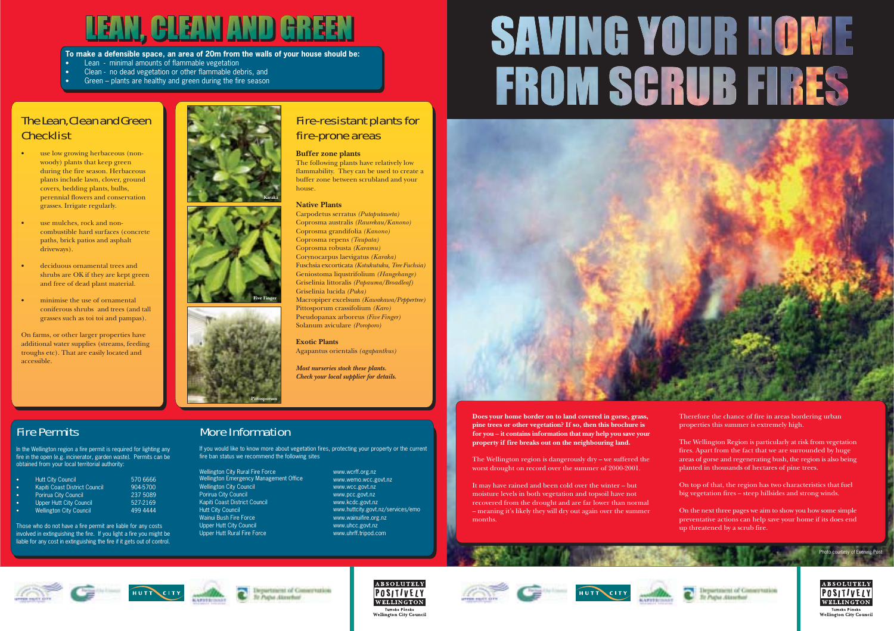# LEAN, CLEAN AND GREEN

**To make a defensible space, an area of 20m from the walls of your house should be:**

- Lean - minimal amounts of flammable vegetation
- Clean - no dead vegetation or other flammable debris, and
- Green – plants are healthy and green during the fire season

## The Lean, Clean and Green Checklist

- use low growing herbaceous (non-woody) plants that keep green during the fire season. Herbaceous plants include lawn, clover, ground covers, bedding plants, bulbs, perennial flowers and conservation grasses. Irrigate regularly.
- use mulches, rock and non-combustible hard surfaces (concrete paths, brick patios and asphalt driveways).
- deciduous ornamental trees and shrubs are OK if they are kept green and free of dead plant material.
- minimise the use of ornamental coniferous shrubs and trees (and tall grasses such as toi toi and pampas).

On farms, or other larger properties have additional water supplies (streams, feeding troughs etc). That are easily located and accessible.

Karaka

Five Finger

Pittosporum

## Fire-resistant plants for fire-prone areas

**Buffer zone plants**

The following plants have relatively low flammability. They can be used to create a buffer zone between scrubland and your house.

**Native Plants**

Carpodetus serratus *(Putaputaweta)*
Coprosma australis *(Raurekau/Kanono)*
Coprosma grandifolia *(Kanono)*
Coprosma repens *(Taupata)*
Coprosma robusta *(Karamu)*
Corynocarpus laevigatus *(Karaka)*
Fuschsia excorticata *(Kotukutuku, Tree Fuchsia)*
Geniostoma liqustrifolium *(Hangehange)*
Griselinia littoralis *(Papauma/Broadleaf)*
Griselinia lucida *(Puka)*
Macropiper excelsum *(Kawakawa/Peppertree)*
Pittosporum crassifolium *(Karo)*
Pseudopanax arboreus *(Five Finger)*
Solanum aviculare *(Poroporo)*

**Exotic Plants**

Agapantus orientalis *(agapanthus)*

***Most nurseries stock these plants. Check your local supplier for details.***

## Fire Permits

In the Wellington region a fire permit is required for lighting any fire in the open (e.g. incinerator, garden waste). Permits can be obtained from your local territorial authority:

- Hutt City Council 570 6666
- Kapiti Coast District Council 904-5700
- Porirua City Council 237 5089
- Upper Hutt City Council 527-2169
- Wellington City Council 499 4444

Those who do not have a fire permit are liable for any costs involved in extinguishing the fire. If you light a fire you might be liable for any cost in extinguishing the fire if it gets out of control.

## More Information

If you would like to know more about vegetation fires, protecting your property or the current fire ban status we recommend the following sites

| | |
|---|---|
| Wellington City Rural Fire Force | www.wcrff.org.nz |
| Wellington Emergency Management Office | www.wemo.wcc.govt.nz |
| Wellington City Council | www.wcc.govt.nz |
| Porirua City Council | www.pcc.govt.nz |
| Kapiti Coast District Council | www.kcdc.govt.nz |
| Hutt City Council | www.huttcity.govt.nz/services/emo |
| Wainui Bush Fire Force | www.wainuifire.org.nz |
| Upper Hutt City Council | www.uhcc.govt.nz |
| Upper Hutt Rural Fire Force | www.uhrff.tripod.com |

# SAVING YOUR HOME FROM SCRUB FIRES

**Does your home border on to land covered in gorse, grass, pine trees or other vegetation? If so, then this brochure is for you – it contains information that may help you save your property if fire breaks out on the neighbouring land.**

The Wellington region is dangerously dry – we suffered the worst drought on record over the summer of 2000-2001.

It may have rained and been cold over the winter – but moisture levels in both vegetation and topsoil have not recovered from the drought and are far lower than normal – meaning it's likely they will dry out again over the summer months.

Therefore the chance of fire in areas bordering urban properties this summer is extremely high.

The Wellington Region is particularly at risk from vegetation fires. Apart from the fact that we are surrounded by huge areas of gorse and regenerating bush, the region is also being planted in thousands of hectares of pine trees.

On top of that, the region has two characteristics that fuel big vegetation fires – steep hillsides and strong winds.

On the next three pages we aim to show you how some simple preventative actions can help save your home if its does end up threatened by a scrub fire.

Photo courtesy of Evening Post

ABSOLUTELY POSITIVELY WELLINGTON
Tuneke Pōneke
Wellington City Council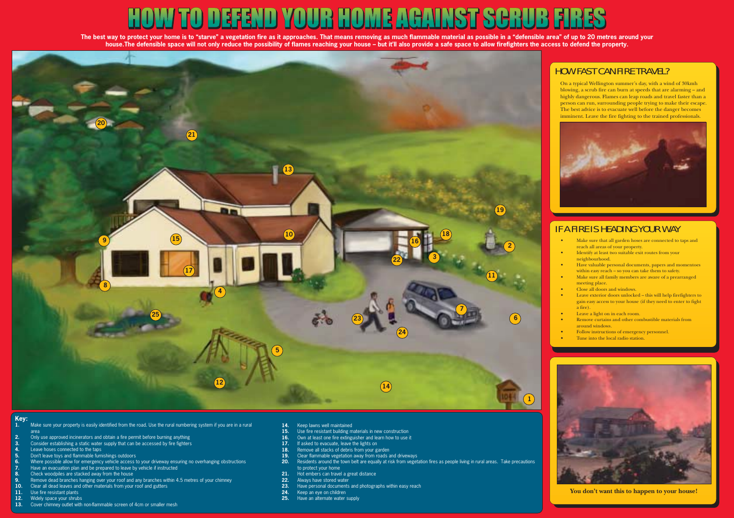# HOW TO DEFEND YOUR HOME AGAINST SCRUB FIRES

**The best way to protect your home is to "starve" a vegetation fire as it approaches. That means removing as much flammable material as possible in a "defensible area" of up to 20 metres around your house. The defensible space will not only reduce the possibility of flames reaching your house – but it'll also provide a safe space to allow firefighters the access to defend the property.**

## Key:

1. Make sure your property is easily identified from the road. Use the rural numbering system if you are in a rural area
2. Only use approved incinerators and obtain a fire permit before burning anything
3. Consider establishing a static water supply that can be accessed by fire fighters
4. Leave hoses connected to the taps
5. Don't leave toys and flammable furnishings outdoors
6. Where possible allow for emergency vehicle access to your driveway ensuring no overhanging obstructions
7. Have an evacuation plan and be prepared to leave by vehicle if instructed
8. Check woodpiles are stacked away from the house
9. Remove dead branches hanging over your roof and any branches within 4.5 metres of your chimney
10. Clear all dead leaves and other materials from your roof and gutters
11. Use fire resistant plants
12. Widely space your shrubs
13. Cover chimney outlet with non-flammable screen of 4cm or smaller mesh
14. Keep lawns well maintained
15. Use fire resistant building materials in new construction
16. Own at least one fire extinguisher and learn how to use it
17. If asked to evacuate, leave the lights on
18. Remove all stacks of debris from your garden
19. Clear flammable vegetation away from roads and driveways
20. Residents around the town belt are equally at risk from vegetation fires as people living in rural areas. Take precautions to protect your home
21. Hot embers can travel a great distance
22. Always have stored water
23. Have personal documents and photographs within easy reach
24. Keep an eye on children
25. Have an alternate water supply

## HOW FAST CAN FIRE TRAVEL?

On a typical Wellington summer's day, with a wind of 30kmh blowing, a scrub fire can burn at speeds that are alarming – and highly dangerous. Flames can leap roads and travel faster than a person can run, surrounding people trying to make their escape. The best advice is to evacuate well before the danger becomes imminent. Leave the fire fighting to the trained professionals.

## IF A FIRE IS HEADING YOUR WAY

- Make sure that all garden hoses are connected to taps and reach all areas of your property.
- Identify at least two suitable exit routes from your neighbourhood.
- Have valuable personal documents, papers and momentoes within easy reach – so you can take them to safety.
- Make sure all family members are aware of a prearranged meeting place.
- Close all doors and windows.
- Leave exterior doors unlocked – this will help firefighters to gain easy access to your house (if they need to enter to fight a fire).
- Leave a light on in each room.
- Remove curtains and other combustible materials from around windows.
- Follow instructions of emergency personnel.
- Tune into the local radio station.

**You don't want this to happen to your house!**